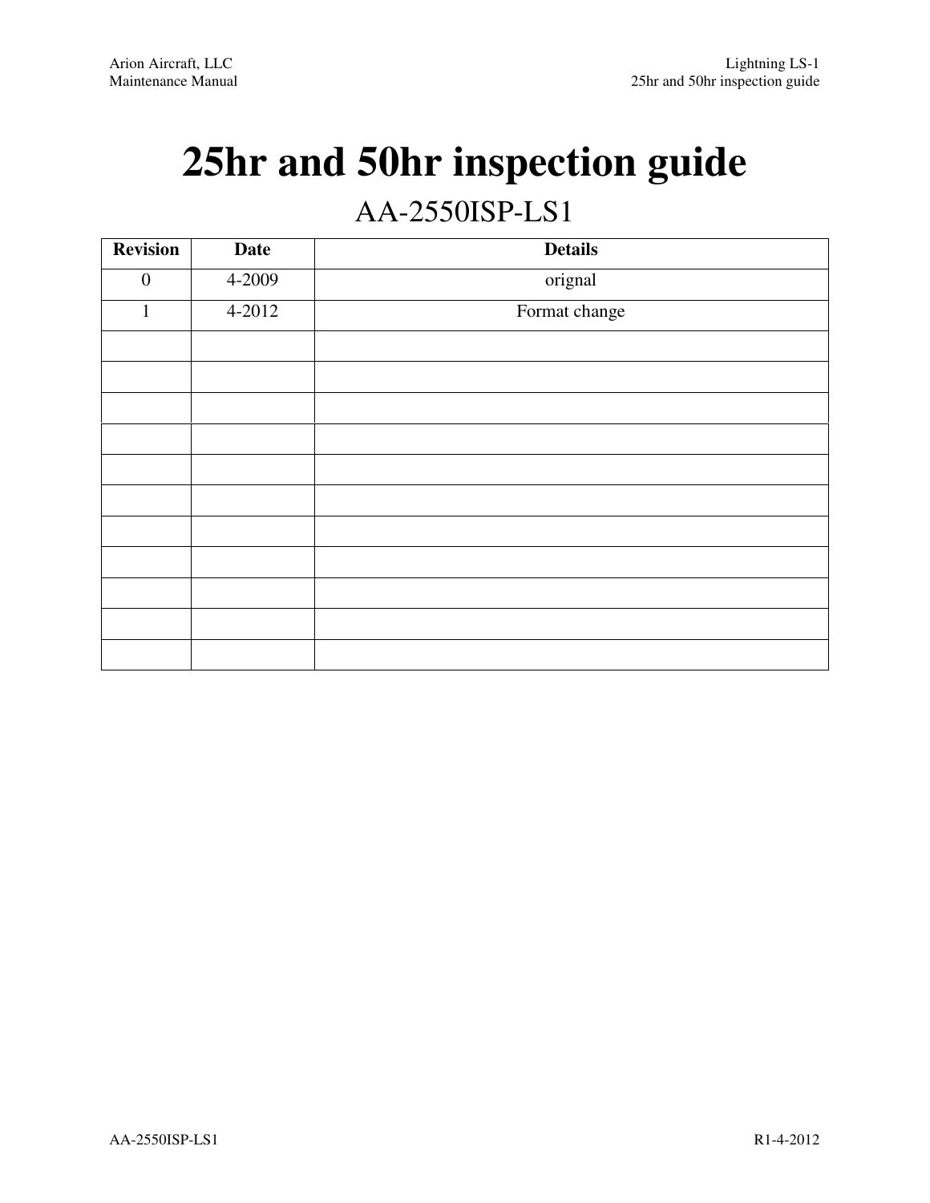# 25hr and 50hr inspection guide

## AA-2550ISP-LS1

| Revision | Date | Details |
|---|---|---|
| 0 | 4-2009 | orignal |
| 1 | 4-2012 | Format change |
| | | |
| | | |
| | | |
| | | |
| | | |
| | | |
| | | |
| | | |
| | | |
| | | |
| | | |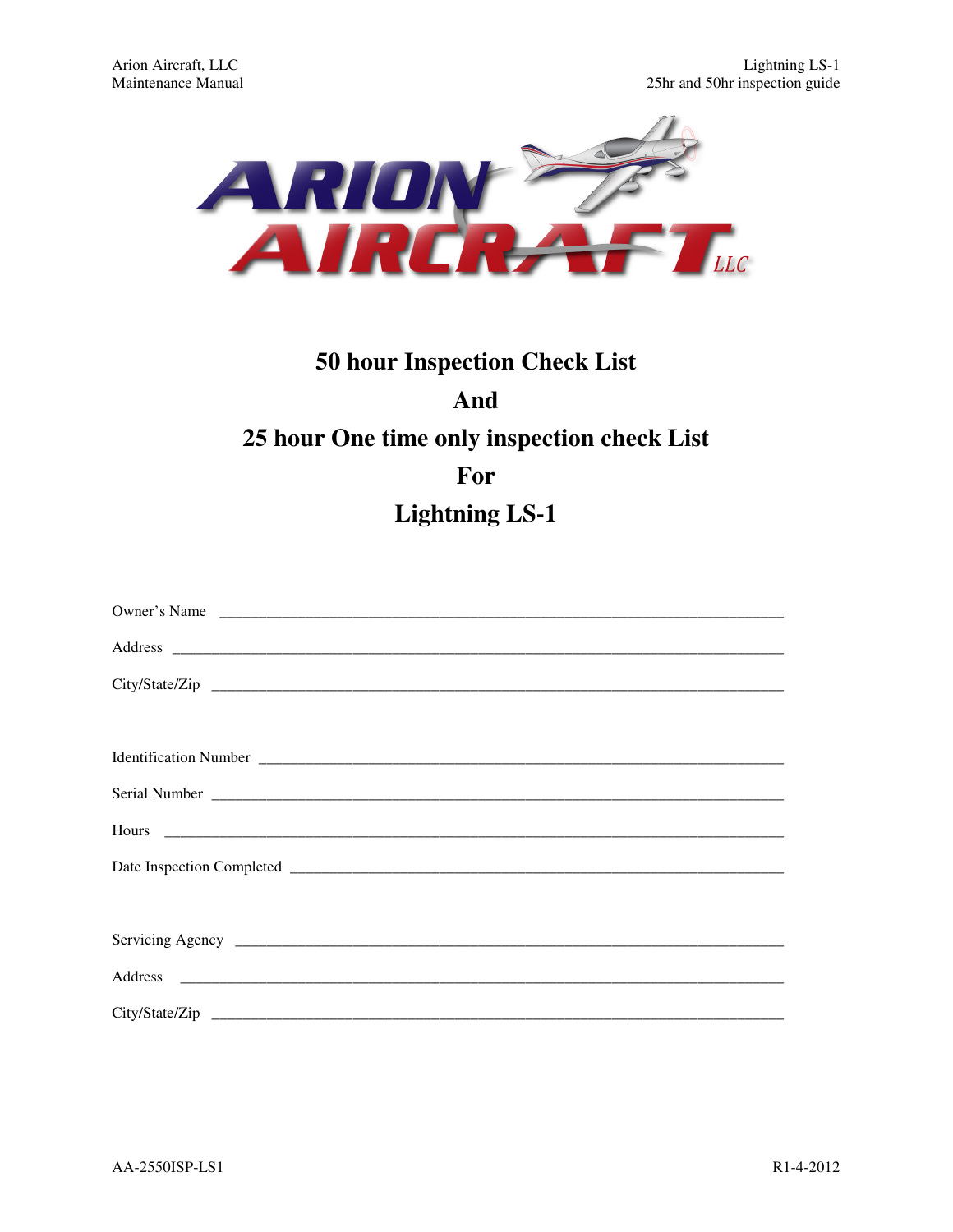# 50 hour Inspection Check List

# And

# 25 hour One time only inspection check List

# For

# Lightning LS-1

Owner's Name ______________________________________________________________________

Address ___________________________________________________________________________

City/State/Zip ______________________________________________________________________

Identification Number _______________________________________________________________

Serial Number ______________________________________________________________________

Hours ____________________________________________________________________________

Date Inspection Completed ___________________________________________________________

Servicing Agency ___________________________________________________________________

Address __________________________________________________________________________

City/State/Zip ______________________________________________________________________

AA-2550ISP-LS1

R1-4-2012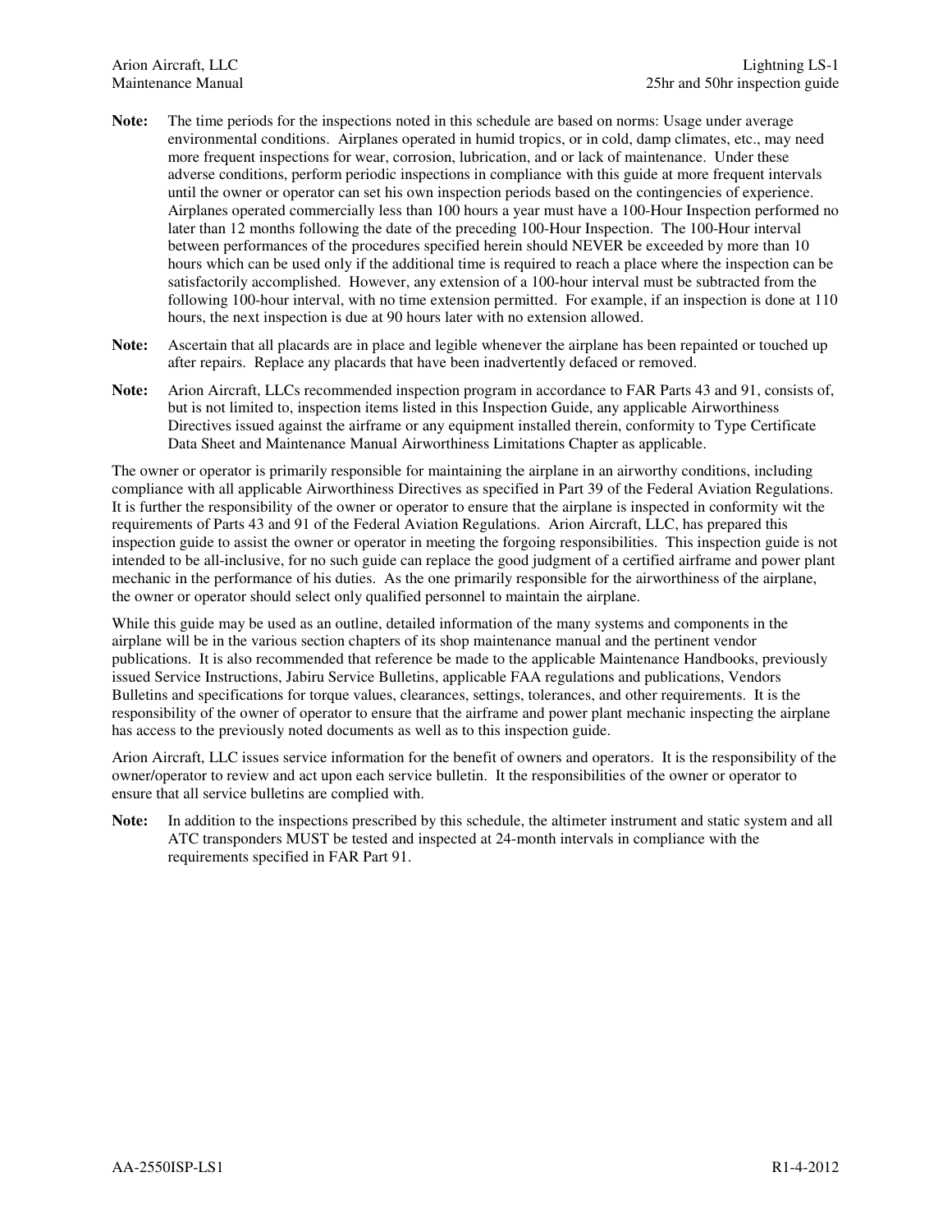**Note:** The time periods for the inspections noted in this schedule are based on norms: Usage under average environmental conditions. Airplanes operated in humid tropics, or in cold, damp climates, etc., may need more frequent inspections for wear, corrosion, lubrication, and or lack of maintenance. Under these adverse conditions, perform periodic inspections in compliance with this guide at more frequent intervals until the owner or operator can set his own inspection periods based on the contingencies of experience. Airplanes operated commercially less than 100 hours a year must have a 100-Hour Inspection performed no later than 12 months following the date of the preceding 100-Hour Inspection. The 100-Hour interval between performances of the procedures specified herein should NEVER be exceeded by more than 10 hours which can be used only if the additional time is required to reach a place where the inspection can be satisfactorily accomplished. However, any extension of a 100-hour interval must be subtracted from the following 100-hour interval, with no time extension permitted. For example, if an inspection is done at 110 hours, the next inspection is due at 90 hours later with no extension allowed.

**Note:** Ascertain that all placards are in place and legible whenever the airplane has been repainted or touched up after repairs. Replace any placards that have been inadvertently defaced or removed.

**Note:** Arion Aircraft, LLCs recommended inspection program in accordance to FAR Parts 43 and 91, consists of, but is not limited to, inspection items listed in this Inspection Guide, any applicable Airworthiness Directives issued against the airframe or any equipment installed therein, conformity to Type Certificate Data Sheet and Maintenance Manual Airworthiness Limitations Chapter as applicable.

The owner or operator is primarily responsible for maintaining the airplane in an airworthy conditions, including compliance with all applicable Airworthiness Directives as specified in Part 39 of the Federal Aviation Regulations. It is further the responsibility of the owner or operator to ensure that the airplane is inspected in conformity wit the requirements of Parts 43 and 91 of the Federal Aviation Regulations. Arion Aircraft, LLC, has prepared this inspection guide to assist the owner or operator in meeting the forgoing responsibilities. This inspection guide is not intended to be all-inclusive, for no such guide can replace the good judgment of a certified airframe and power plant mechanic in the performance of his duties. As the one primarily responsible for the airworthiness of the airplane, the owner or operator should select only qualified personnel to maintain the airplane.

While this guide may be used as an outline, detailed information of the many systems and components in the airplane will be in the various section chapters of its shop maintenance manual and the pertinent vendor publications. It is also recommended that reference be made to the applicable Maintenance Handbooks, previously issued Service Instructions, Jabiru Service Bulletins, applicable FAA regulations and publications, Vendors Bulletins and specifications for torque values, clearances, settings, tolerances, and other requirements. It is the responsibility of the owner of operator to ensure that the airframe and power plant mechanic inspecting the airplane has access to the previously noted documents as well as to this inspection guide.

Arion Aircraft, LLC issues service information for the benefit of owners and operators. It is the responsibility of the owner/operator to review and act upon each service bulletin. It the responsibilities of the owner or operator to ensure that all service bulletins are complied with.

**Note:** In addition to the inspections prescribed by this schedule, the altimeter instrument and static system and all ATC transponders MUST be tested and inspected at 24-month intervals in compliance with the requirements specified in FAR Part 91.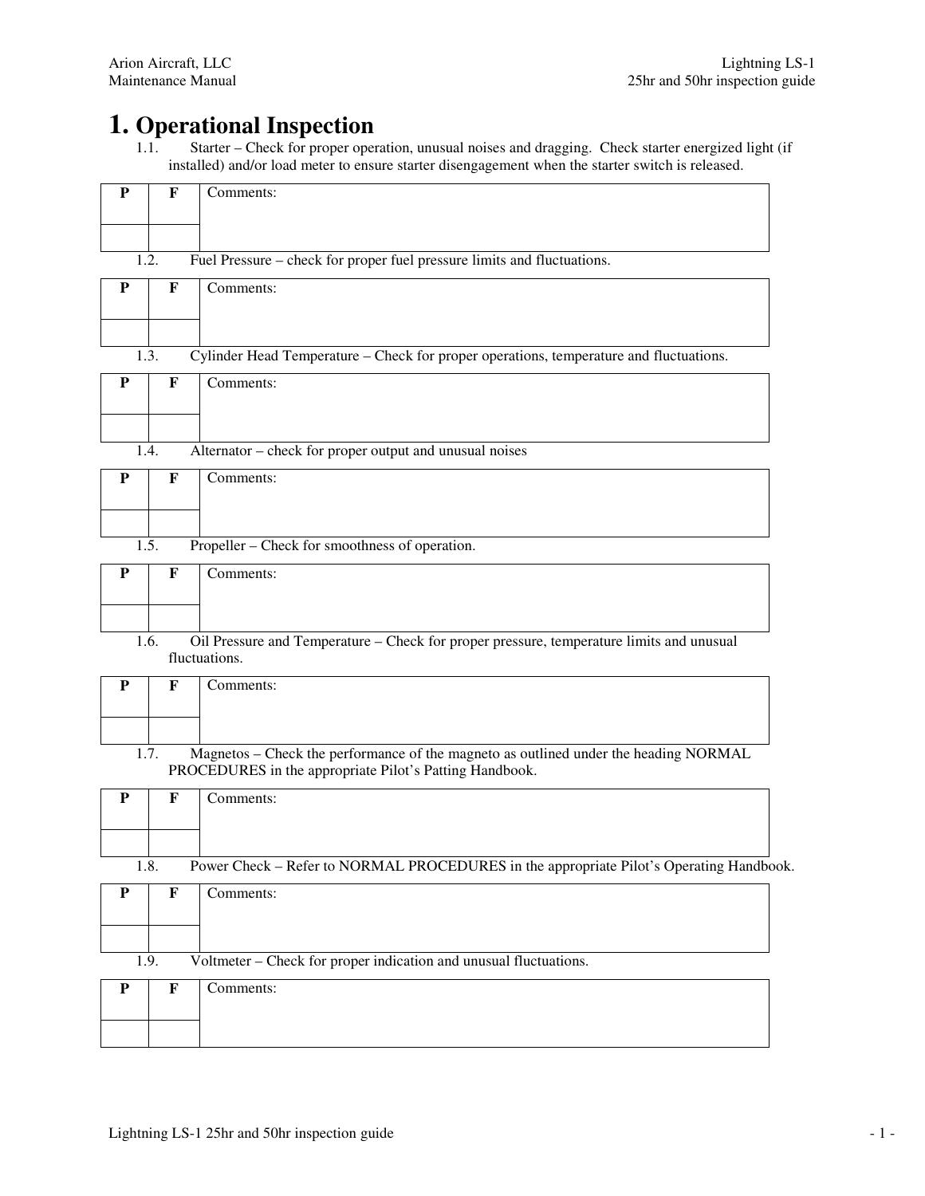# 1. Operational Inspection

1.1. Starter – Check for proper operation, unusual noises and dragging. Check starter energized light (if installed) and/or load meter to ensure starter disengagement when the starter switch is released.

| P | F | Comments: |
|---|---|---|
| | | |

1.2. Fuel Pressure – check for proper fuel pressure limits and fluctuations.

| P | F | Comments: |
|---|---|---|
| | | |

1.3. Cylinder Head Temperature – Check for proper operations, temperature and fluctuations.

| P | F | Comments: |
|---|---|---|
| | | |

1.4. Alternator – check for proper output and unusual noises

| P | F | Comments: |
|---|---|---|
| | | |

1.5. Propeller – Check for smoothness of operation.

| P | F | Comments: |
|---|---|---|
| | | |

1.6. Oil Pressure and Temperature – Check for proper pressure, temperature limits and unusual fluctuations.

| P | F | Comments: |
|---|---|---|
| | | |

1.7. Magnetos – Check the performance of the magneto as outlined under the heading NORMAL PROCEDURES in the appropriate Pilot's Patting Handbook.

| P | F | Comments: |
|---|---|---|
| | | |

1.8. Power Check – Refer to NORMAL PROCEDURES in the appropriate Pilot's Operating Handbook.

| P | F | Comments: |
|---|---|---|
| | | |

1.9. Voltmeter – Check for proper indication and unusual fluctuations.

| P | F | Comments: |
|---|---|---|
| | | |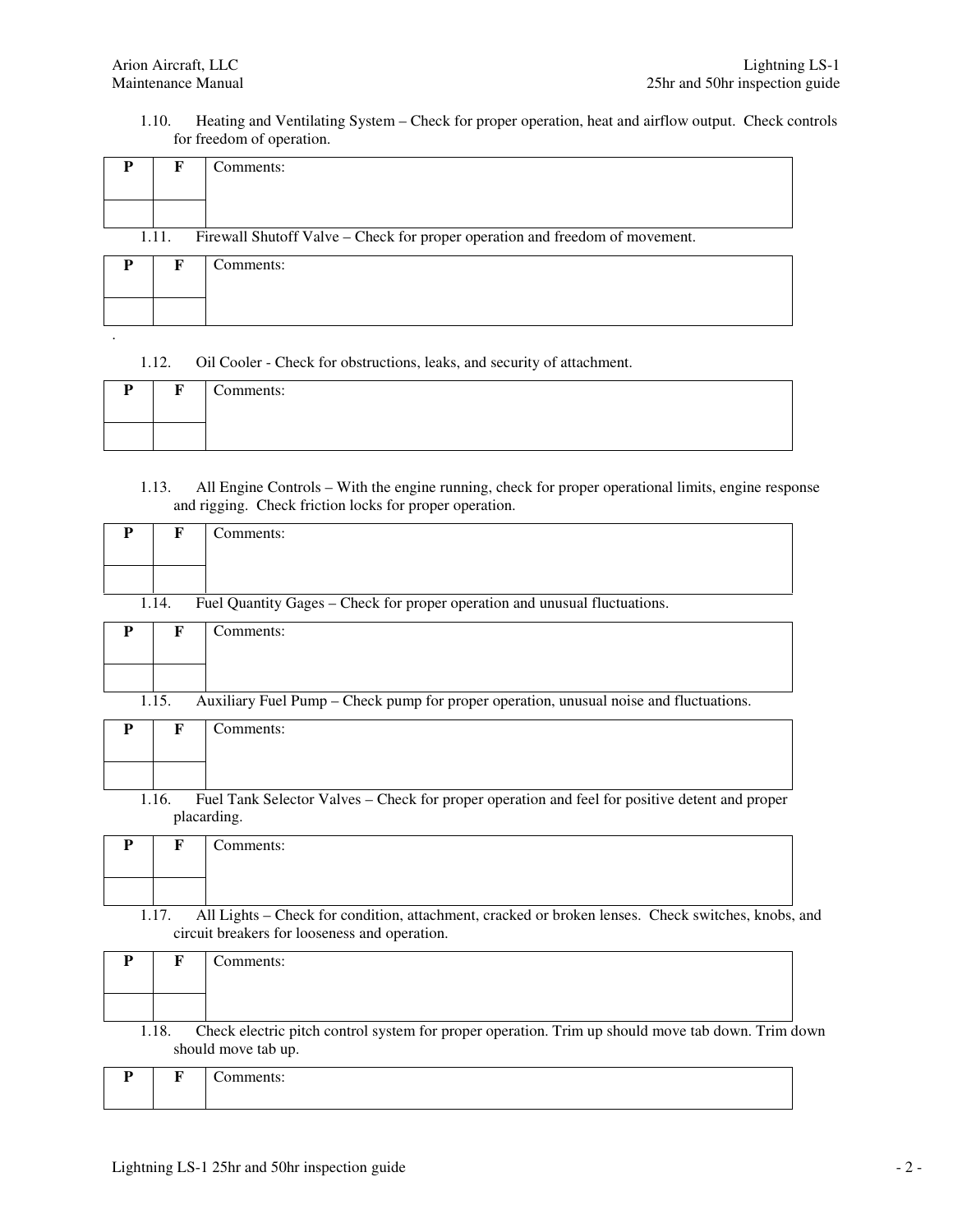1.10. Heating and Ventilating System – Check for proper operation, heat and airflow output. Check controls for freedom of operation.

| P | F | Comments: |
|---|---|---|
| | | |

1.11. Firewall Shutoff Valve – Check for proper operation and freedom of movement.

| P | F | Comments: |
|---|---|---|
| | | |

.

1.12. Oil Cooler - Check for obstructions, leaks, and security of attachment.

| P | F | Comments: |
|---|---|---|
| | | |

1.13. All Engine Controls – With the engine running, check for proper operational limits, engine response and rigging. Check friction locks for proper operation.

| P | F | Comments: |
|---|---|---|
| | | |

1.14. Fuel Quantity Gages – Check for proper operation and unusual fluctuations.

| P | F | Comments: |
|---|---|---|
| | | |

1.15. Auxiliary Fuel Pump – Check pump for proper operation, unusual noise and fluctuations.

| P | F | Comments: |
|---|---|---|
| | | |

1.16. Fuel Tank Selector Valves – Check for proper operation and feel for positive detent and proper placarding.

| P | F | Comments: |
|---|---|---|
| | | |

1.17. All Lights – Check for condition, attachment, cracked or broken lenses. Check switches, knobs, and circuit breakers for looseness and operation.

| P | F | Comments: |
|---|---|---|
| | | |

1.18. Check electric pitch control system for proper operation. Trim up should move tab down. Trim down should move tab up.

| P | F | Comments: |
|---|---|---|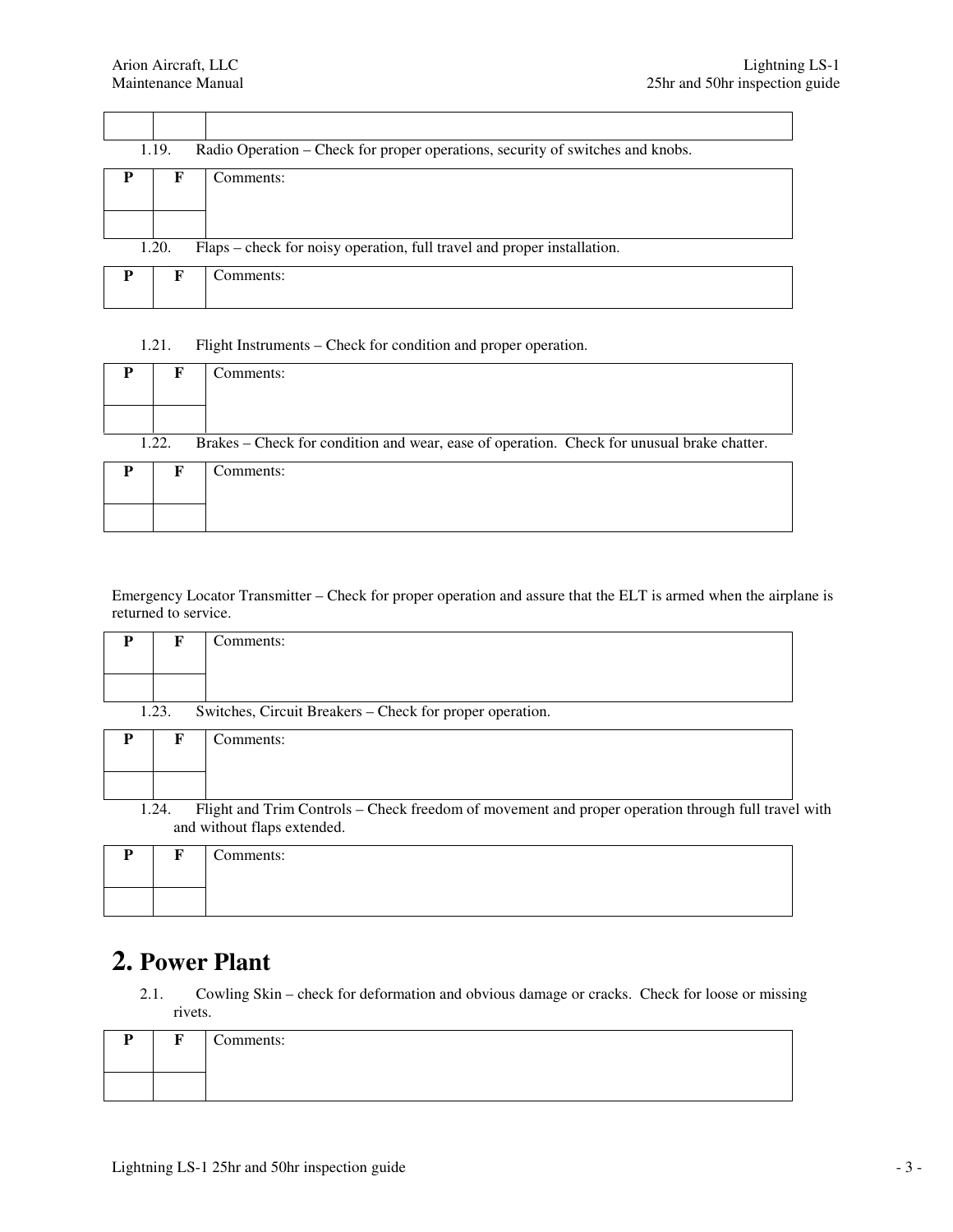| | | |
|---|---|---|
| | | |

1.19. Radio Operation – Check for proper operations, security of switches and knobs.

| P | F | Comments: |
|---|---|---|
| | | |

1.20. Flaps – check for noisy operation, full travel and proper installation.

| P | F | Comments: |
|---|---|---|

1.21. Flight Instruments – Check for condition and proper operation.

| P | F | Comments: |
|---|---|---|
| | | |

1.22. Brakes – Check for condition and wear, ease of operation. Check for unusual brake chatter.

| P | F | Comments: |
|---|---|---|
| | | |

Emergency Locator Transmitter – Check for proper operation and assure that the ELT is armed when the airplane is returned to service.

| P | F | Comments: |
|---|---|---|
| | | |

1.23. Switches, Circuit Breakers – Check for proper operation.

| P | F | Comments: |
|---|---|---|
| | | |

1.24. Flight and Trim Controls – Check freedom of movement and proper operation through full travel with and without flaps extended.

| P | F | Comments: |
|---|---|---|
| | | |

# 2. Power Plant

2.1. Cowling Skin – check for deformation and obvious damage or cracks. Check for loose or missing rivets.

| P | F | Comments: |
|---|---|---|
| | | |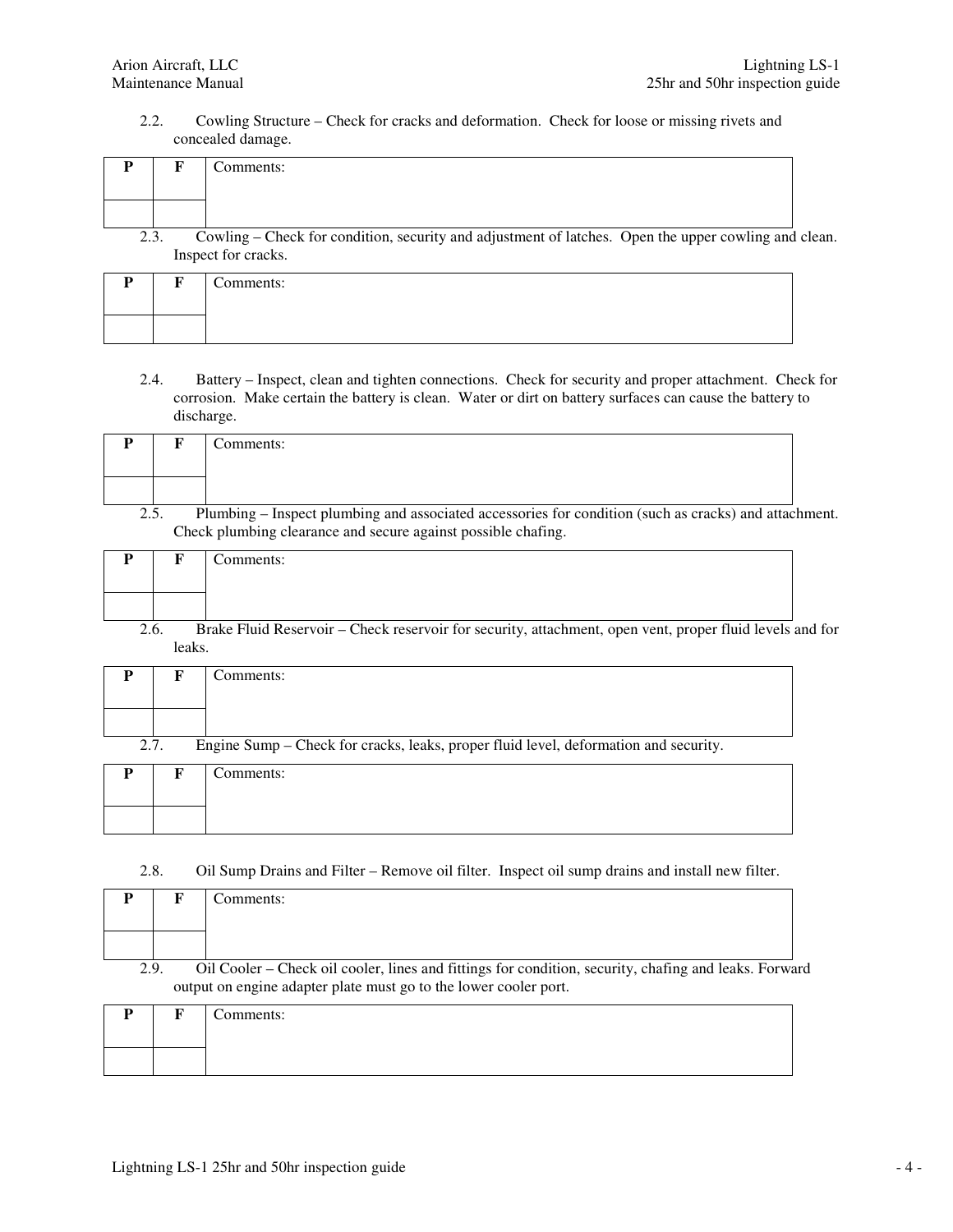2.2. Cowling Structure – Check for cracks and deformation. Check for loose or missing rivets and concealed damage.

| P | F | Comments: |
|---|---|---|
| | | |

2.3. Cowling – Check for condition, security and adjustment of latches. Open the upper cowling and clean. Inspect for cracks.

| P | F | Comments: |
|---|---|---|
| | | |

2.4. Battery – Inspect, clean and tighten connections. Check for security and proper attachment. Check for corrosion. Make certain the battery is clean. Water or dirt on battery surfaces can cause the battery to discharge.

| P | F | Comments: |
|---|---|---|
| | | |

2.5. Plumbing – Inspect plumbing and associated accessories for condition (such as cracks) and attachment. Check plumbing clearance and secure against possible chafing.

| P | F | Comments: |
|---|---|---|
| | | |

2.6. Brake Fluid Reservoir – Check reservoir for security, attachment, open vent, proper fluid levels and for leaks.

| P | F | Comments: |
|---|---|---|
| | | |

2.7. Engine Sump – Check for cracks, leaks, proper fluid level, deformation and security.

| P | F | Comments: |
|---|---|---|
| | | |

2.8. Oil Sump Drains and Filter – Remove oil filter. Inspect oil sump drains and install new filter.

| P | F | Comments: |
|---|---|---|
| | | |

2.9. Oil Cooler – Check oil cooler, lines and fittings for condition, security, chafing and leaks. Forward output on engine adapter plate must go to the lower cooler port.

| P | F | Comments: |
|---|---|---|
| | | |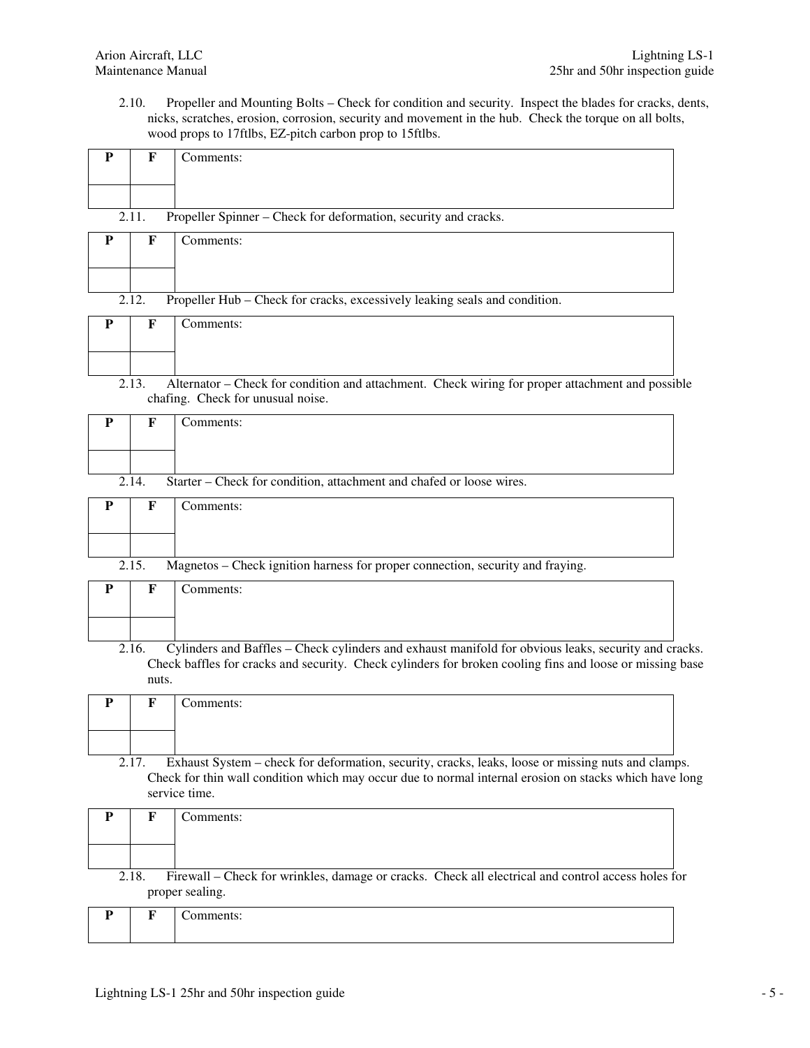2.10. Propeller and Mounting Bolts – Check for condition and security. Inspect the blades for cracks, dents, nicks, scratches, erosion, corrosion, security and movement in the hub. Check the torque on all bolts, wood props to 17ftlbs, EZ-pitch carbon prop to 15ftlbs.

| P | F | Comments: |
|---|---|---|
| | | |

2.11. Propeller Spinner – Check for deformation, security and cracks.

| P | F | Comments: |
|---|---|---|
| | | |

2.12. Propeller Hub – Check for cracks, excessively leaking seals and condition.

| P | F | Comments: |
|---|---|---|
| | | |

2.13. Alternator – Check for condition and attachment. Check wiring for proper attachment and possible chafing. Check for unusual noise.

| P | F | Comments: |
|---|---|---|
| | | |

2.14. Starter – Check for condition, attachment and chafed or loose wires.

| P | F | Comments: |
|---|---|---|
| | | |

2.15. Magnetos – Check ignition harness for proper connection, security and fraying.

| P | F | Comments: |
|---|---|---|
| | | |

2.16. Cylinders and Baffles – Check cylinders and exhaust manifold for obvious leaks, security and cracks. Check baffles for cracks and security. Check cylinders for broken cooling fins and loose or missing base nuts.

| P | F | Comments: |
|---|---|---|
| | | |

2.17. Exhaust System – check for deformation, security, cracks, leaks, loose or missing nuts and clamps. Check for thin wall condition which may occur due to normal internal erosion on stacks which have long service time.

| P | F | Comments: |
|---|---|---|
| | | |

2.18. Firewall – Check for wrinkles, damage or cracks. Check all electrical and control access holes for proper sealing.

| P | F | Comments: |
|---|---|---|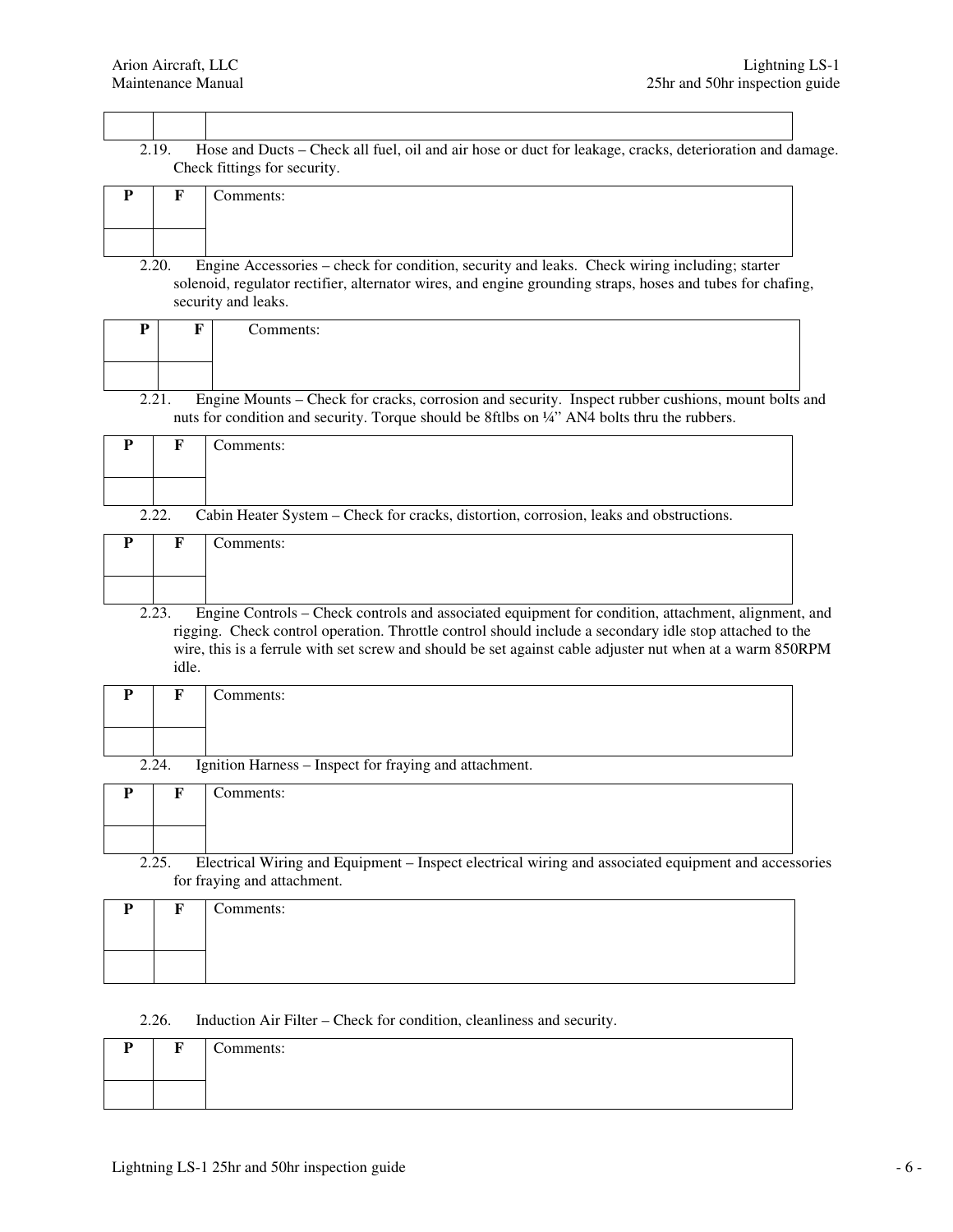| | | |
|---|---|---|
| | | |

2.19. Hose and Ducts – Check all fuel, oil and air hose or duct for leakage, cracks, deterioration and damage. Check fittings for security.

| P | F | Comments: |
|---|---|---|
| | | |

2.20. Engine Accessories – check for condition, security and leaks. Check wiring including; starter solenoid, regulator rectifier, alternator wires, and engine grounding straps, hoses and tubes for chafing, security and leaks.

| P | F | Comments: |
|---|---|---|
| | | |

2.21. Engine Mounts – Check for cracks, corrosion and security. Inspect rubber cushions, mount bolts and nuts for condition and security. Torque should be 8ftlbs on ¼" AN4 bolts thru the rubbers.

| P | F | Comments: |
|---|---|---|
| | | |

2.22. Cabin Heater System – Check for cracks, distortion, corrosion, leaks and obstructions.

| P | F | Comments: |
|---|---|---|
| | | |

2.23. Engine Controls – Check controls and associated equipment for condition, attachment, alignment, and rigging. Check control operation. Throttle control should include a secondary idle stop attached to the wire, this is a ferrule with set screw and should be set against cable adjuster nut when at a warm 850RPM idle.

| P | F | Comments: |
|---|---|---|
| | | |

2.24. Ignition Harness – Inspect for fraying and attachment.

| P | F | Comments: |
|---|---|---|
| | | |

2.25. Electrical Wiring and Equipment – Inspect electrical wiring and associated equipment and accessories for fraying and attachment.

| P | F | Comments: |
|---|---|---|
| | | |

2.26. Induction Air Filter – Check for condition, cleanliness and security.

| P | F | Comments: |
|---|---|---|
| | | |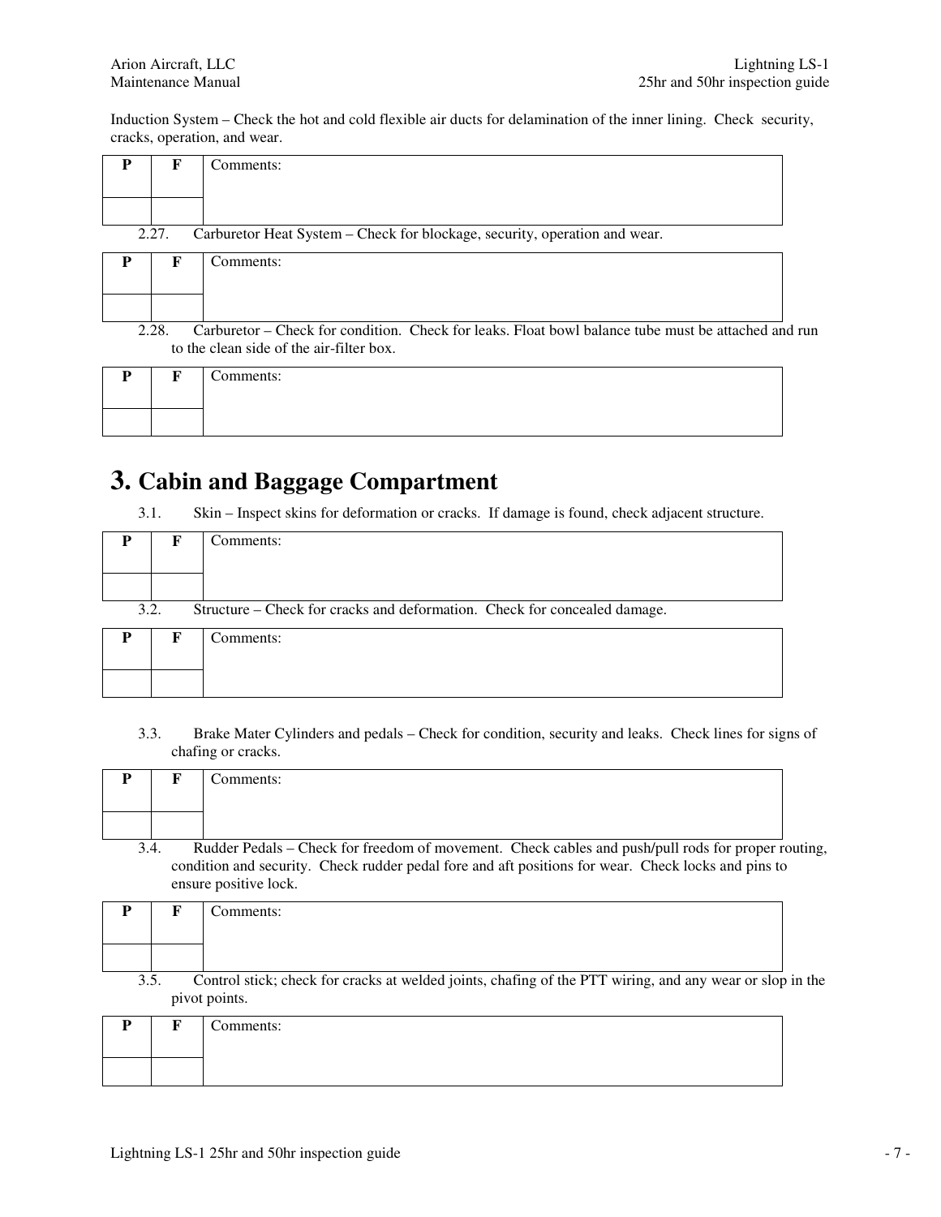Induction System – Check the hot and cold flexible air ducts for delamination of the inner lining. Check security, cracks, operation, and wear.

| P | F | Comments: |
|---|---|---|
| | | |

2.27. Carburetor Heat System – Check for blockage, security, operation and wear.

| P | F | Comments: |
|---|---|---|
| | | |

2.28. Carburetor – Check for condition. Check for leaks. Float bowl balance tube must be attached and run to the clean side of the air-filter box.

| P | F | Comments: |
|---|---|---|
| | | |

# 3. Cabin and Baggage Compartment

3.1. Skin – Inspect skins for deformation or cracks. If damage is found, check adjacent structure.

| P | F | Comments: |
|---|---|---|
| | | |

3.2. Structure – Check for cracks and deformation. Check for concealed damage.

| P | F | Comments: |
|---|---|---|
| | | |

3.3. Brake Mater Cylinders and pedals – Check for condition, security and leaks. Check lines for signs of chafing or cracks.

| P | F | Comments: |
|---|---|---|
| | | |

3.4. Rudder Pedals – Check for freedom of movement. Check cables and push/pull rods for proper routing, condition and security. Check rudder pedal fore and aft positions for wear. Check locks and pins to ensure positive lock.

| P | F | Comments: |
|---|---|---|
| | | |

3.5. Control stick; check for cracks at welded joints, chafing of the PTT wiring, and any wear or slop in the pivot points.

| P | F | Comments: |
|---|---|---|
| | | |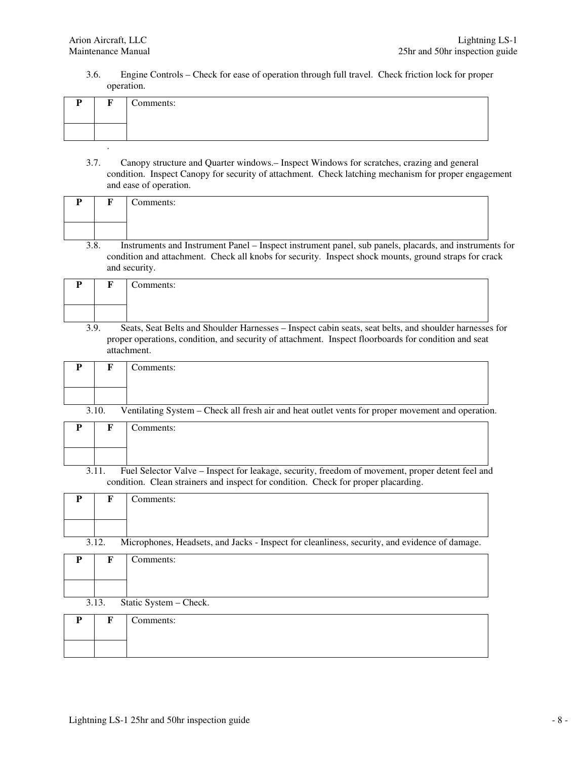3.6. Engine Controls – Check for ease of operation through full travel. Check friction lock for proper operation.

| P | F | Comments: |
|---|---|---|
| | | |

.

3.7. Canopy structure and Quarter windows.– Inspect Windows for scratches, crazing and general condition. Inspect Canopy for security of attachment. Check latching mechanism for proper engagement and ease of operation.

| P | F | Comments: |
|---|---|---|
| | | |

3.8. Instruments and Instrument Panel – Inspect instrument panel, sub panels, placards, and instruments for condition and attachment. Check all knobs for security. Inspect shock mounts, ground straps for crack and security.

| P | F | Comments: |
|---|---|---|
| | | |

3.9. Seats, Seat Belts and Shoulder Harnesses – Inspect cabin seats, seat belts, and shoulder harnesses for proper operations, condition, and security of attachment. Inspect floorboards for condition and seat attachment.

| P | F | Comments: |
|---|---|---|
| | | |

3.10. Ventilating System – Check all fresh air and heat outlet vents for proper movement and operation.

| P | F | Comments: |
|---|---|---|
| | | |

3.11. Fuel Selector Valve – Inspect for leakage, security, freedom of movement, proper detent feel and condition. Clean strainers and inspect for condition. Check for proper placarding.

| P | F | Comments: |
|---|---|---|
| | | |

3.12. Microphones, Headsets, and Jacks - Inspect for cleanliness, security, and evidence of damage.

| P | F | Comments: |
|---|---|---|
| | | |

3.13. Static System – Check.

| P | F | Comments: |
|---|---|---|
| | | |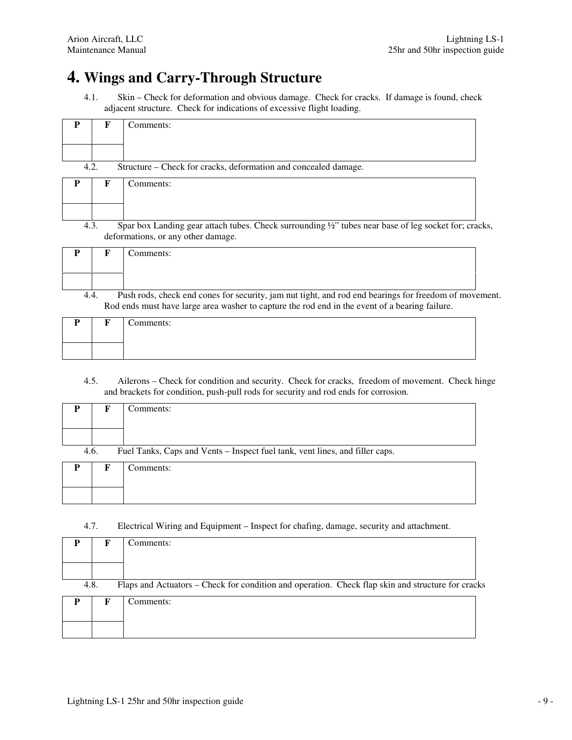# 4. Wings and Carry-Through Structure

4.1. Skin – Check for deformation and obvious damage. Check for cracks. If damage is found, check adjacent structure. Check for indications of excessive flight loading.

| P | F | Comments: |
|---|---|---|
| | | |

4.2. Structure – Check for cracks, deformation and concealed damage.

| P | F | Comments: |
|---|---|---|
| | | |

4.3. Spar box Landing gear attach tubes. Check surrounding ½" tubes near base of leg socket for; cracks, deformations, or any other damage.

| P | F | Comments: |
|---|---|---|
| | | |

4.4. Push rods, check end cones for security, jam nut tight, and rod end bearings for freedom of movement. Rod ends must have large area washer to capture the rod end in the event of a bearing failure.

| P | F | Comments: |
|---|---|---|
| | | |

4.5. Ailerons – Check for condition and security. Check for cracks, freedom of movement. Check hinge and brackets for condition, push-pull rods for security and rod ends for corrosion.

| P | F | Comments: |
|---|---|---|
| | | |

4.6. Fuel Tanks, Caps and Vents – Inspect fuel tank, vent lines, and filler caps.

| P | F | Comments: |
|---|---|---|
| | | |

4.7. Electrical Wiring and Equipment – Inspect for chafing, damage, security and attachment.

| P | F | Comments: |
|---|---|---|
| | | |

4.8. Flaps and Actuators – Check for condition and operation. Check flap skin and structure for cracks

| P | F | Comments: |
|---|---|---|
| | | |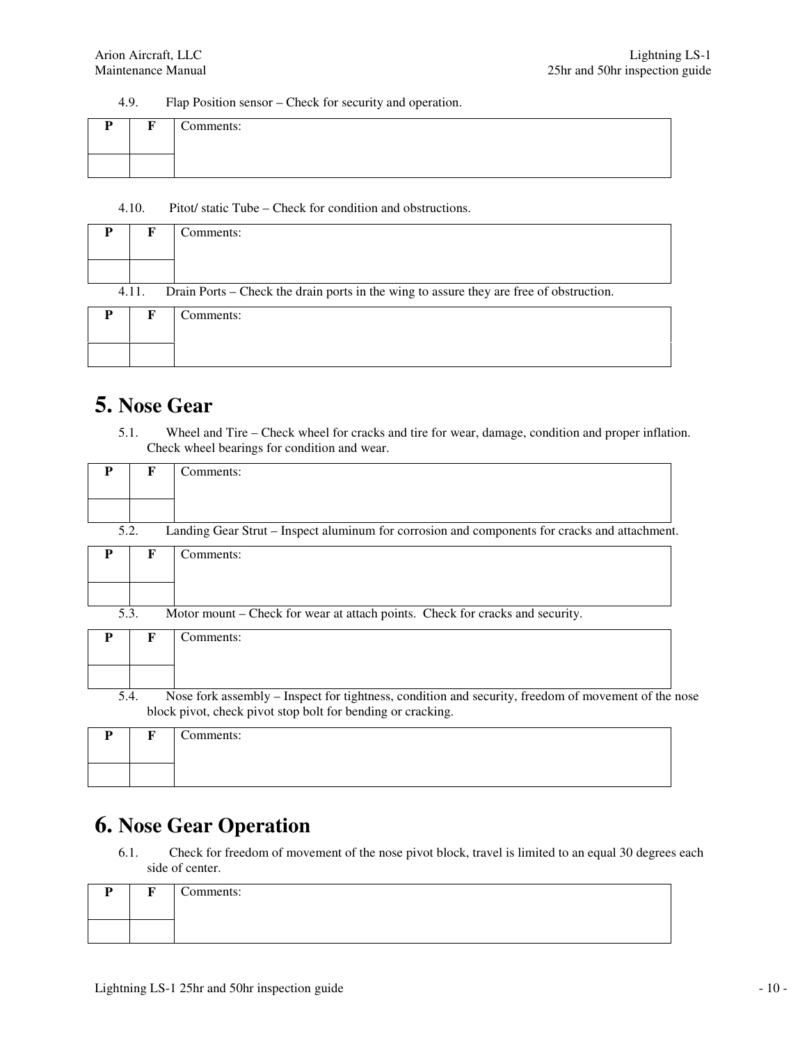4.9. Flap Position sensor – Check for security and operation.

| P | F | Comments: |
| --- | --- | --- |
| | | |

4.10. Pitot/ static Tube – Check for condition and obstructions.

| P | F | Comments: |
| --- | --- | --- |
| | | |

4.11. Drain Ports – Check the drain ports in the wing to assure they are free of obstruction.

| P | F | Comments: |
| --- | --- | --- |
| | | |

# 5. Nose Gear

5.1. Wheel and Tire – Check wheel for cracks and tire for wear, damage, condition and proper inflation. Check wheel bearings for condition and wear.

| P | F | Comments: |
| --- | --- | --- |
| | | |

5.2. Landing Gear Strut – Inspect aluminum for corrosion and components for cracks and attachment.

| P | F | Comments: |
| --- | --- | --- |
| | | |

5.3. Motor mount – Check for wear at attach points. Check for cracks and security.

| P | F | Comments: |
| --- | --- | --- |
| | | |

5.4. Nose fork assembly – Inspect for tightness, condition and security, freedom of movement of the nose block pivot, check pivot stop bolt for bending or cracking.

| P | F | Comments: |
| --- | --- | --- |
| | | |

# 6. Nose Gear Operation

6.1. Check for freedom of movement of the nose pivot block, travel is limited to an equal 30 degrees each side of center.

| P | F | Comments: |
| --- | --- | --- |
| | | |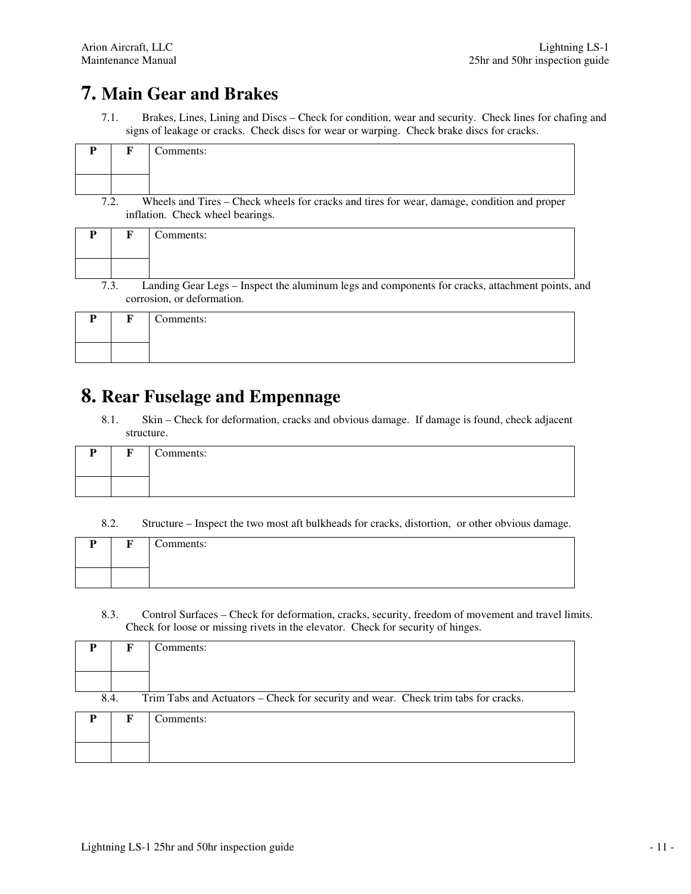# 7. Main Gear and Brakes

7.1. Brakes, Lines, Lining and Discs – Check for condition, wear and security. Check lines for chafing and signs of leakage or cracks. Check discs for wear or warping. Check brake discs for cracks.

| P | F | Comments: |
|---|---|---|
| | | |

7.2. Wheels and Tires – Check wheels for cracks and tires for wear, damage, condition and proper inflation. Check wheel bearings.

| P | F | Comments: |
|---|---|---|
| | | |

7.3. Landing Gear Legs – Inspect the aluminum legs and components for cracks, attachment points, and corrosion, or deformation.

| P | F | Comments: |
|---|---|---|
| | | |

# 8. Rear Fuselage and Empennage

8.1. Skin – Check for deformation, cracks and obvious damage. If damage is found, check adjacent structure.

| P | F | Comments: |
|---|---|---|
| | | |

8.2. Structure – Inspect the two most aft bulkheads for cracks, distortion, or other obvious damage.

| P | F | Comments: |
|---|---|---|
| | | |

8.3. Control Surfaces – Check for deformation, cracks, security, freedom of movement and travel limits. Check for loose or missing rivets in the elevator. Check for security of hinges.

| P | F | Comments: |
|---|---|---|
| | | |

8.4. Trim Tabs and Actuators – Check for security and wear. Check trim tabs for cracks.

| P | F | Comments: |
|---|---|---|
| | | |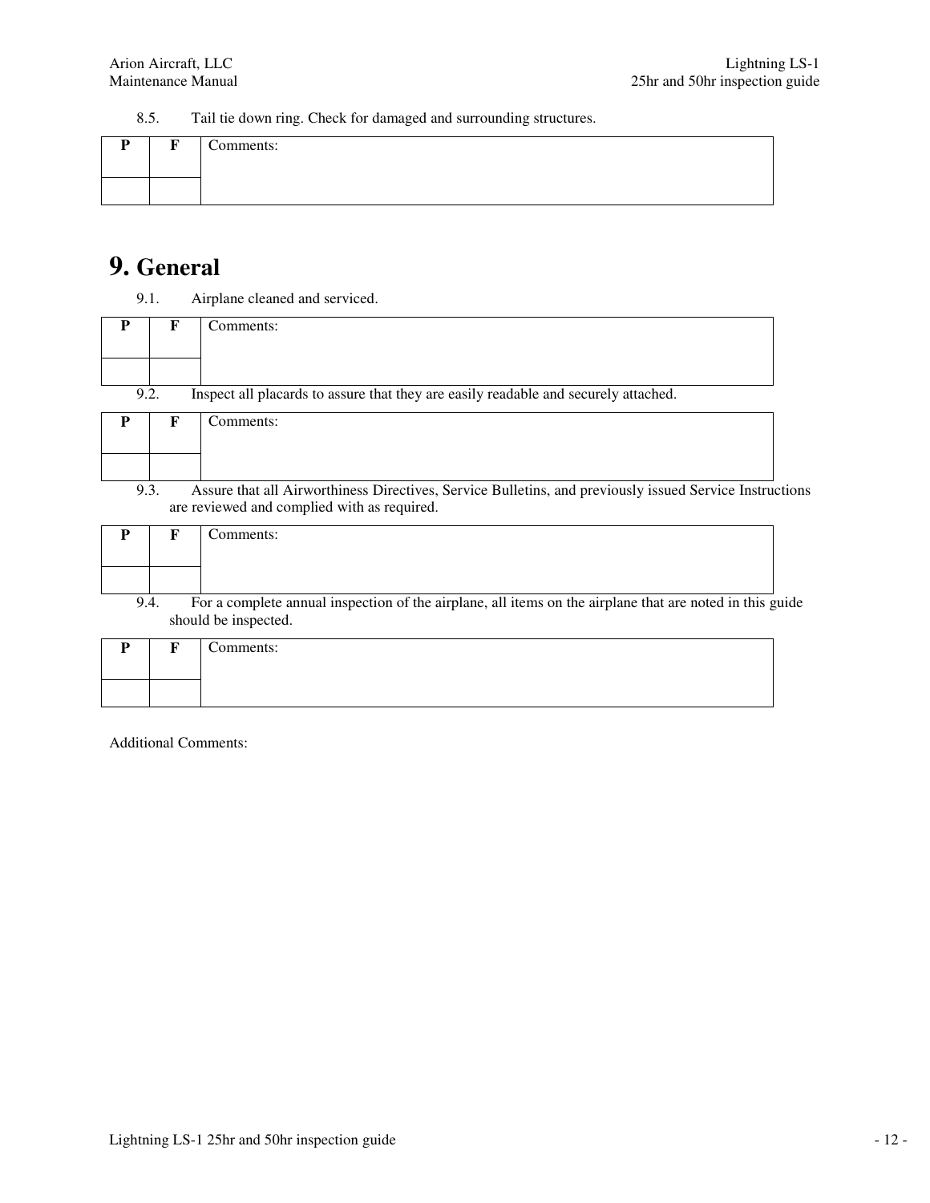8.5. Tail tie down ring. Check for damaged and surrounding structures.

| P | F | Comments: |
|---|---|---|
| | | |

# 9. General

9.1. Airplane cleaned and serviced.

| P | F | Comments: |
|---|---|---|
| | | |

9.2. Inspect all placards to assure that they are easily readable and securely attached.

| P | F | Comments: |
|---|---|---|
| | | |

9.3. Assure that all Airworthiness Directives, Service Bulletins, and previously issued Service Instructions are reviewed and complied with as required.

| P | F | Comments: |
|---|---|---|
| | | |

9.4. For a complete annual inspection of the airplane, all items on the airplane that are noted in this guide should be inspected.

| P | F | Comments: |
|---|---|---|
| | | |

Additional Comments: